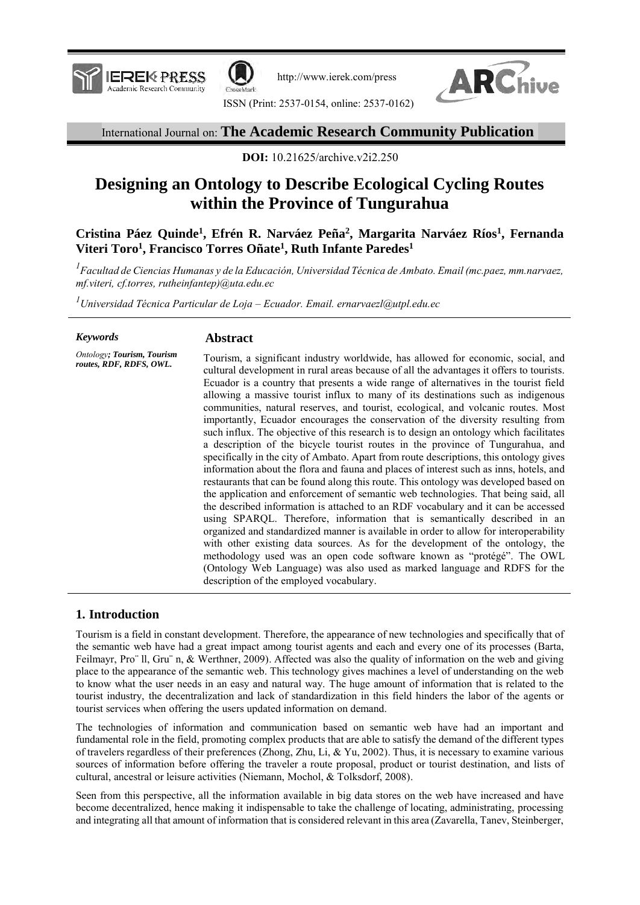International Journal on: **The Academic Research Community Publication**

**DOI:** 10.21625/archive.v2i2.250

# Designing an Ontology to Describe Ecological Cycling Routes within the Province of Tungurahua

**Cristina Páez Quinde[1], Efrén R. Narváez Peña[2], Margarita Narváez Ríos[1], Fernanda Viteri Toro[1], Francisco Torres Oñate[1], Ruth Infante Paredes[1]**

[1] *Facultad de Ciencias Humanas y de la Educación, Universidad Técnica de Ambato. Email (mc.paez, mm.narvaez, mf.viteri, cf.torres, rutheinfantep)@uta.edu.ec*

[1] *Universidad Técnica Particular de Loja – Ecuador. Email. ernarvaezl@utpl.edu.ec*

***Keywords***

*Ontology; **Tourism, Tourism routes, RDF, RDFS, OWL.***

## Abstract

Tourism, a significant industry worldwide, has allowed for economic, social, and cultural development in rural areas because of all the advantages it offers to tourists. Ecuador is a country that presents a wide range of alternatives in the tourist field allowing a massive tourist influx to many of its destinations such as indigenous communities, natural reserves, and tourist, ecological, and volcanic routes. Most importantly, Ecuador encourages the conservation of the diversity resulting from such influx. The objective of this research is to design an ontology which facilitates a description of the bicycle tourist routes in the province of Tungurahua, and specifically in the city of Ambato. Apart from route descriptions, this ontology gives information about the flora and fauna and places of interest such as inns, hotels, and restaurants that can be found along this route. This ontology was developed based on the application and enforcement of semantic web technologies. That being said, all the described information is attached to an RDF vocabulary and it can be accessed using SPARQL. Therefore, information that is semantically described in an organized and standardized manner is available in order to allow for interoperability with other existing data sources. As for the development of the ontology, the methodology used was an open code software known as "protégé". The OWL (Ontology Web Language) was also used as marked language and RDFS for the description of the employed vocabulary.

## 1. Introduction

Tourism is a field in constant development. Therefore, the appearance of new technologies and specifically that of the semantic web have had a great impact among tourist agents and each and every one of its processes (Barta, Feilmayr, Pro¨ ll, Gru¨ n, & Werthner, 2009). Affected was also the quality of information on the web and giving place to the appearance of the semantic web. This technology gives machines a level of understanding on the web to know what the user needs in an easy and natural way. The huge amount of information that is related to the tourist industry, the decentralization and lack of standardization in this field hinders the labor of the agents or tourist services when offering the users updated information on demand.

The technologies of information and communication based on semantic web have had an important and fundamental role in the field, promoting complex products that are able to satisfy the demand of the different types of travelers regardless of their preferences (Zhong, Zhu, Li, & Yu, 2002). Thus, it is necessary to examine various sources of information before offering the traveler a route proposal, product or tourist destination, and lists of cultural, ancestral or leisure activities (Niemann, Mochol, & Tolksdorf, 2008).

Seen from this perspective, all the information available in big data stores on the web have increased and have become decentralized, hence making it indispensable to take the challenge of locating, administrating, processing and integrating all that amount of information that is considered relevant in this area (Zavarella, Tanev, Steinberger,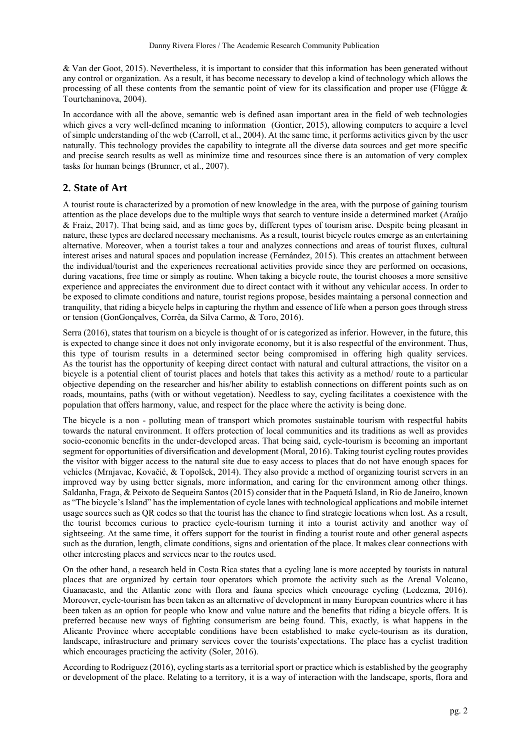& Van der Goot, 2015). Nevertheless, it is important to consider that this information has been generated without any control or organization. As a result, it has become necessary to develop a kind of technology which allows the processing of all these contents from the semantic point of view for its classification and proper use (Flügge & Tourtchaninova, 2004).

In accordance with all the above, semantic web is defined asan important area in the field of web technologies which gives a very well-defined meaning to information (Gontier, 2015), allowing computers to acquire a level of simple understanding of the web (Carroll, et al., 2004). At the same time, it performs activities given by the user naturally. This technology provides the capability to integrate all the diverse data sources and get more specific and precise search results as well as minimize time and resources since there is an automation of very complex tasks for human beings (Brunner, et al., 2007).

## 2. State of Art

A tourist route is characterized by a promotion of new knowledge in the area, with the purpose of gaining tourism attention as the place develops due to the multiple ways that search to venture inside a determined market (Araújo & Fraiz, 2017). That being said, and as time goes by, different types of tourism arise. Despite being pleasant in nature, these types are declared necessary mechanisms. As a result, tourist bicycle routes emerge as an entertaining alternative. Moreover, when a tourist takes a tour and analyzes connections and areas of tourist fluxes, cultural interest arises and natural spaces and population increase (Fernández, 2015). This creates an attachment between the individual/tourist and the experiences recreational activities provide since they are performed on occasions, during vacations, free time or simply as routine. When taking a bicycle route, the tourist chooses a more sensitive experience and appreciates the environment due to direct contact with it without any vehicular access. In order to be exposed to climate conditions and nature, tourist regions propose, besides maintaing a personal connection and tranquility, that riding a bicycle helps in capturing the rhythm and essence of life when a person goes through stress or tension (GonGonçalves, Corrêa, da Silva Carmo, & Toro, 2016).

Serra (2016), states that tourism on a bicycle is thought of or is categorized as inferior. However, in the future, this is expected to change since it does not only invigorate economy, but it is also respectful of the environment. Thus, this type of tourism results in a determined sector being compromised in offering high quality services. As the tourist has the opportunity of keeping direct contact with natural and cultural attractions, the visitor on a bicycle is a potential client of tourist places and hotels that takes this activity as a method/ route to a particular objective depending on the researcher and his/her ability to establish connections on different points such as on roads, mountains, paths (with or without vegetation). Needless to say, cycling facilitates a coexistence with the population that offers harmony, value, and respect for the place where the activity is being done.

The bicycle is a non - polluting mean of transport which promotes sustainable tourism with respectful habits towards the natural environment. It offers protection of local communities and its traditions as well as provides socio-economic benefits in the under-developed areas. That being said, cycle-tourism is becoming an important segment for opportunities of diversification and development (Moral, 2016). Taking tourist cycling routes provides the visitor with bigger access to the natural site due to easy access to places that do not have enough spaces for vehicles (Mrnjavac, Kovačić, & Topolšek, 2014). They also provide a method of organizing tourist servers in an improved way by using better signals, more information, and caring for the environment among other things. Saldanha, Fraga, & Peixoto de Sequeira Santos (2015) consider that in the Paquetá Island, in Rio de Janeiro, known as "The bicycle's Island" has the implementation of cycle lanes with technological applications and mobile internet usage sources such as QR codes so that the tourist has the chance to find strategic locations when lost. As a result, the tourist becomes curious to practice cycle-tourism turning it into a tourist activity and another way of sightseeing. At the same time, it offers support for the tourist in finding a tourist route and other general aspects such as the duration, length, climate conditions, signs and orientation of the place. It makes clear connections with other interesting places and services near to the routes used.

On the other hand, a research held in Costa Rica states that a cycling lane is more accepted by tourists in natural places that are organized by certain tour operators which promote the activity such as the Arenal Volcano, Guanacaste, and the Atlantic zone with flora and fauna species which encourage cycling (Ledezma, 2016). Moreover, cycle-tourism has been taken as an alternative of development in many European countries where it has been taken as an option for people who know and value nature and the benefits that riding a bicycle offers. It is preferred because new ways of fighting consumerism are being found. This, exactly, is what happens in the Alicante Province where acceptable conditions have been established to make cycle-tourism as its duration, landscape, infrastructure and primary services cover the tourists'expectations. The place has a cyclist tradition which encourages practicing the activity (Soler, 2016).

According to Rodríguez (2016), cycling starts as a territorial sport or practice which is established by the geography or development of the place. Relating to a territory, it is a way of interaction with the landscape, sports, flora and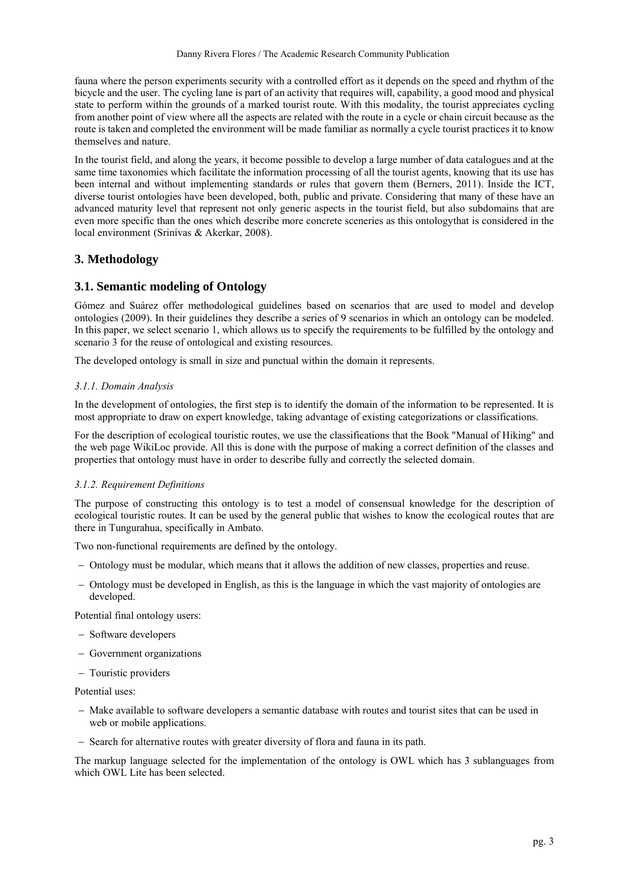fauna where the person experiments security with a controlled effort as it depends on the speed and rhythm of the bicycle and the user. The cycling lane is part of an activity that requires will, capability, a good mood and physical state to perform within the grounds of a marked tourist route. With this modality, the tourist appreciates cycling from another point of view where all the aspects are related with the route in a cycle or chain circuit because as the route is taken and completed the environment will be made familiar as normally a cycle tourist practices it to know themselves and nature.

In the tourist field, and along the years, it become possible to develop a large number of data catalogues and at the same time taxonomies which facilitate the information processing of all the tourist agents, knowing that its use has been internal and without implementing standards or rules that govern them (Berners, 2011). Inside the ICT, diverse tourist ontologies have been developed, both, public and private. Considering that many of these have an advanced maturity level that represent not only generic aspects in the tourist field, but also subdomains that are even more specific than the ones which describe more concrete sceneries as this ontologythat is considered in the local environment (Srinivas & Akerkar, 2008).

## 3. Methodology

### 3.1. Semantic modeling of Ontology

Gómez and Suárez offer methodological guidelines based on scenarios that are used to model and develop ontologies (2009). In their guidelines they describe a series of 9 scenarios in which an ontology can be modeled. In this paper, we select scenario 1, which allows us to specify the requirements to be fulfilled by the ontology and scenario 3 for the reuse of ontological and existing resources.

The developed ontology is small in size and punctual within the domain it represents.

#### *3.1.1. Domain Analysis*

In the development of ontologies, the first step is to identify the domain of the information to be represented. It is most appropriate to draw on expert knowledge, taking advantage of existing categorizations or classifications.

For the description of ecological touristic routes, we use the classifications that the Book "Manual of Hiking" and the web page WikiLoc provide. All this is done with the purpose of making a correct definition of the classes and properties that ontology must have in order to describe fully and correctly the selected domain.

#### *3.1.2. Requirement Definitions*

The purpose of constructing this ontology is to test a model of consensual knowledge for the description of ecological touristic routes. It can be used by the general public that wishes to know the ecological routes that are there in Tungurahua, specifically in Ambato.

Two non-functional requirements are defined by the ontology.

- Ontology must be modular, which means that it allows the addition of new classes, properties and reuse.
- Ontology must be developed in English, as this is the language in which the vast majority of ontologies are developed.

Potential final ontology users:

- Software developers
- Government organizations
- Touristic providers

Potential uses:

- Make available to software developers a semantic database with routes and tourist sites that can be used in web or mobile applications.
- Search for alternative routes with greater diversity of flora and fauna in its path.

The markup language selected for the implementation of the ontology is OWL which has 3 sublanguages from which OWL Lite has been selected.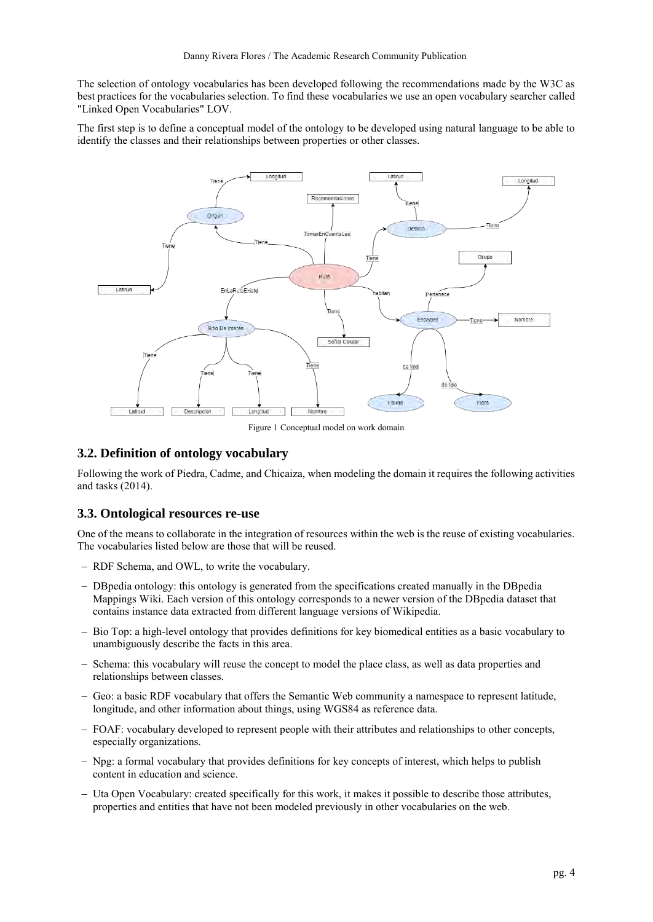The selection of ontology vocabularies has been developed following the recommendations made by the W3C as best practices for the vocabularies selection. To find these vocabularies we use an open vocabulary searcher called "Linked Open Vocabularies" LOV.

The first step is to define a conceptual model of the ontology to be developed using natural language to be able to identify the classes and their relationships between properties or other classes.

Figure 1 Conceptual model on work domain

## 3.2. Definition of ontology vocabulary

Following the work of Piedra, Cadme, and Chicaiza, when modeling the domain it requires the following activities and tasks (2014).

## 3.3. Ontological resources re-use

One of the means to collaborate in the integration of resources within the web is the reuse of existing vocabularies. The vocabularies listed below are those that will be reused.

- RDF Schema, and OWL, to write the vocabulary.
- DBpedia ontology: this ontology is generated from the specifications created manually in the DBpedia Mappings Wiki. Each version of this ontology corresponds to a newer version of the DBpedia dataset that contains instance data extracted from different language versions of Wikipedia.
- Bio Top: a high-level ontology that provides definitions for key biomedical entities as a basic vocabulary to unambiguously describe the facts in this area.
- Schema: this vocabulary will reuse the concept to model the place class, as well as data properties and relationships between classes.
- Geo: a basic RDF vocabulary that offers the Semantic Web community a namespace to represent latitude, longitude, and other information about things, using WGS84 as reference data.
- FOAF: vocabulary developed to represent people with their attributes and relationships to other concepts, especially organizations.
- Npg: a formal vocabulary that provides definitions for key concepts of interest, which helps to publish content in education and science.
- Uta Open Vocabulary: created specifically for this work, it makes it possible to describe those attributes, properties and entities that have not been modeled previously in other vocabularies on the web.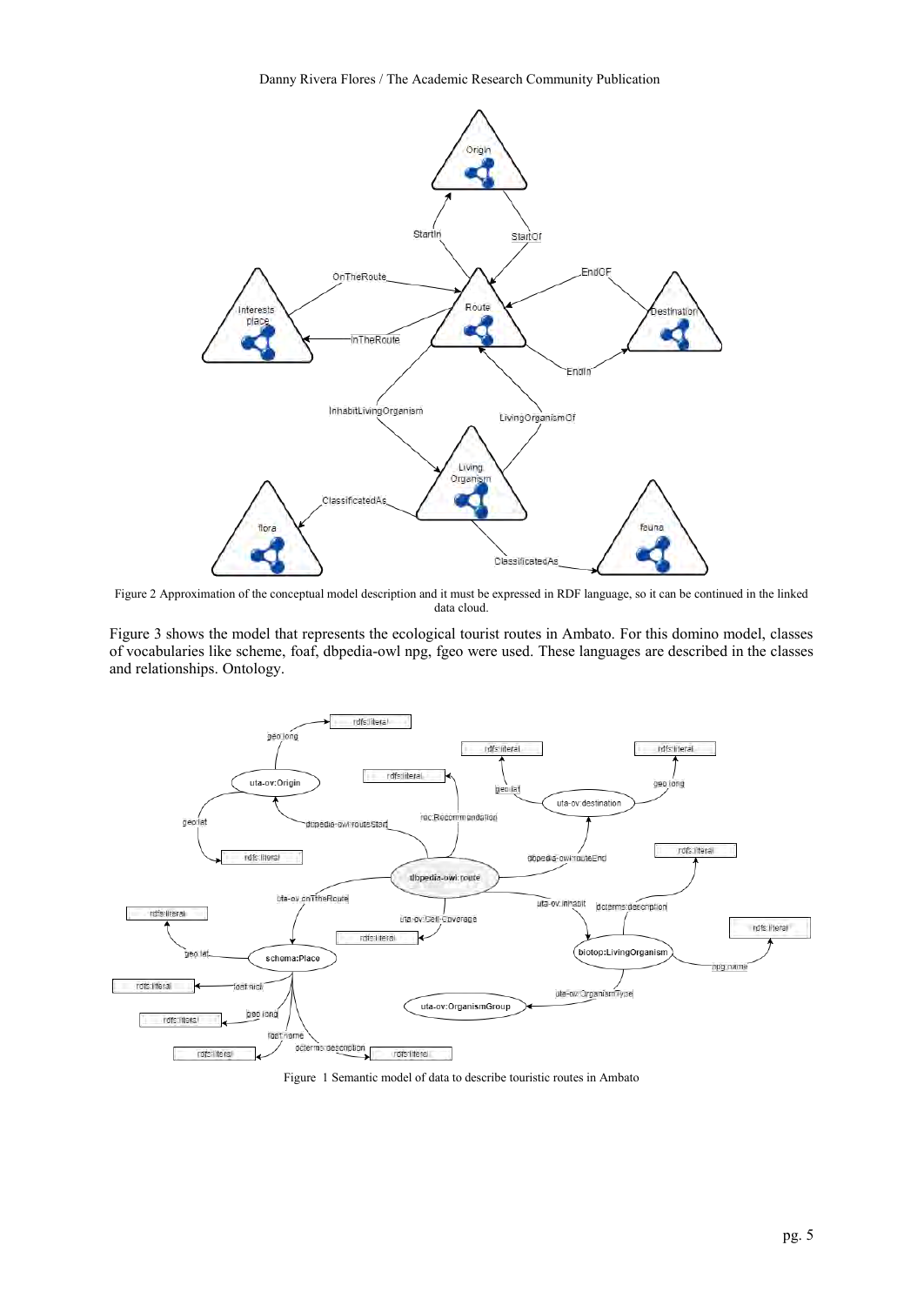Figure 2 Approximation of the conceptual model description and it must be expressed in RDF language, so it can be continued in the linked data cloud.

Figure 3 shows the model that represents the ecological tourist routes in Ambato. For this domino model, classes of vocabularies like scheme, foaf, dbpedia-owl npg, fgeo were used. These languages are described in the classes and relationships. Ontology.

Figure 1 Semantic model of data to describe touristic routes in Ambato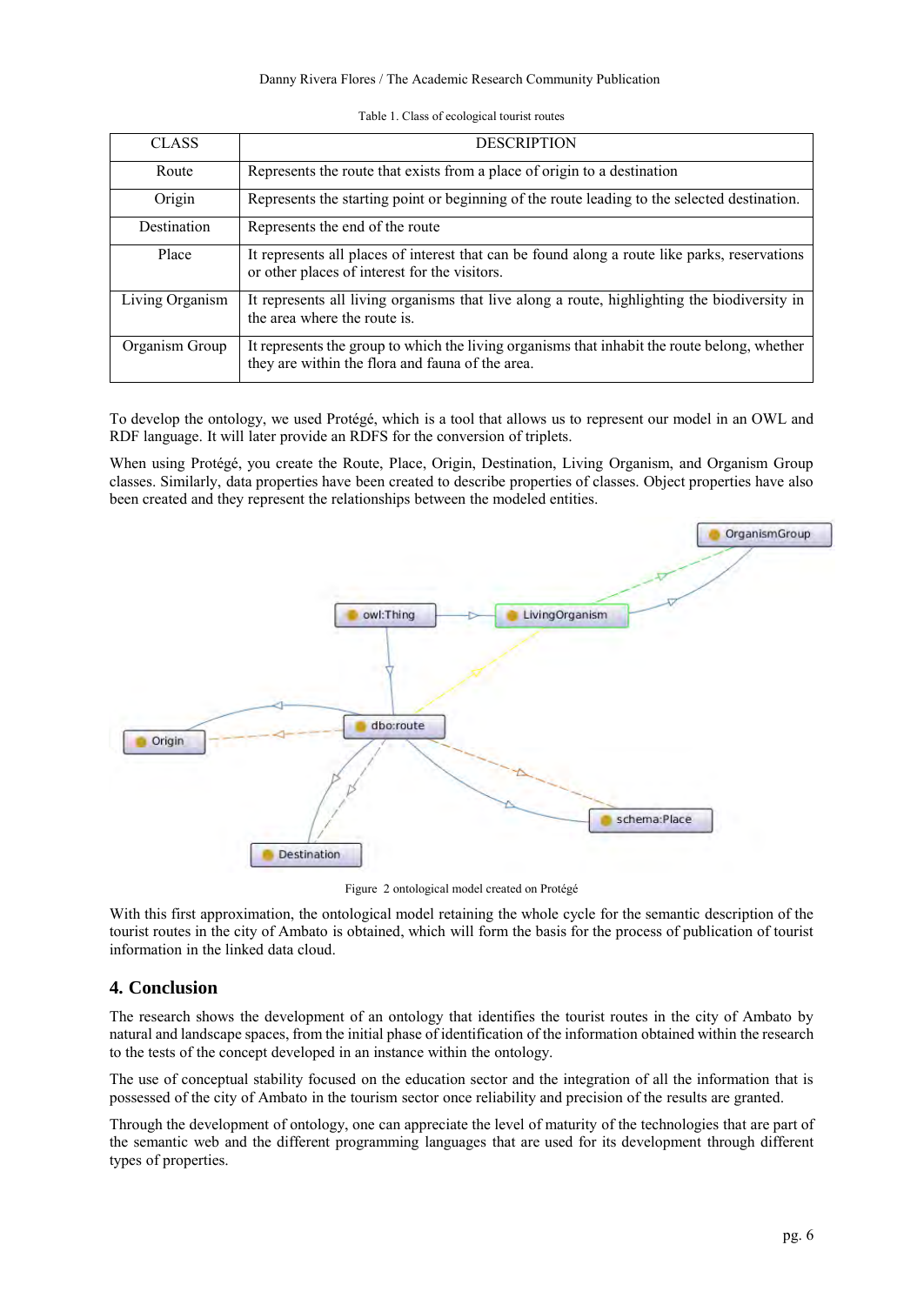Table 1. Class of ecological tourist routes

| CLASS | DESCRIPTION |
|---|---|
| Route | Represents the route that exists from a place of origin to a destination |
| Origin | Represents the starting point or beginning of the route leading to the selected destination. |
| Destination | Represents the end of the route |
| Place | It represents all places of interest that can be found along a route like parks, reservations or other places of interest for the visitors. |
| Living Organism | It represents all living organisms that live along a route, highlighting the biodiversity in the area where the route is. |
| Organism Group | It represents the group to which the living organisms that inhabit the route belong, whether they are within the flora and fauna of the area. |

To develop the ontology, we used Protégé, which is a tool that allows us to represent our model in an OWL and RDF language. It will later provide an RDFS for the conversion of triplets.

When using Protégé, you create the Route, Place, Origin, Destination, Living Organism, and Organism Group classes. Similarly, data properties have been created to describe properties of classes. Object properties have also been created and they represent the relationships between the modeled entities.

Figure 2 ontological model created on Protégé

With this first approximation, the ontological model retaining the whole cycle for the semantic description of the tourist routes in the city of Ambato is obtained, which will form the basis for the process of publication of tourist information in the linked data cloud.

## 4. Conclusion

The research shows the development of an ontology that identifies the tourist routes in the city of Ambato by natural and landscape spaces, from the initial phase of identification of the information obtained within the research to the tests of the concept developed in an instance within the ontology.

The use of conceptual stability focused on the education sector and the integration of all the information that is possessed of the city of Ambato in the tourism sector once reliability and precision of the results are granted.

Through the development of ontology, one can appreciate the level of maturity of the technologies that are part of the semantic web and the different programming languages that are used for its development through different types of properties.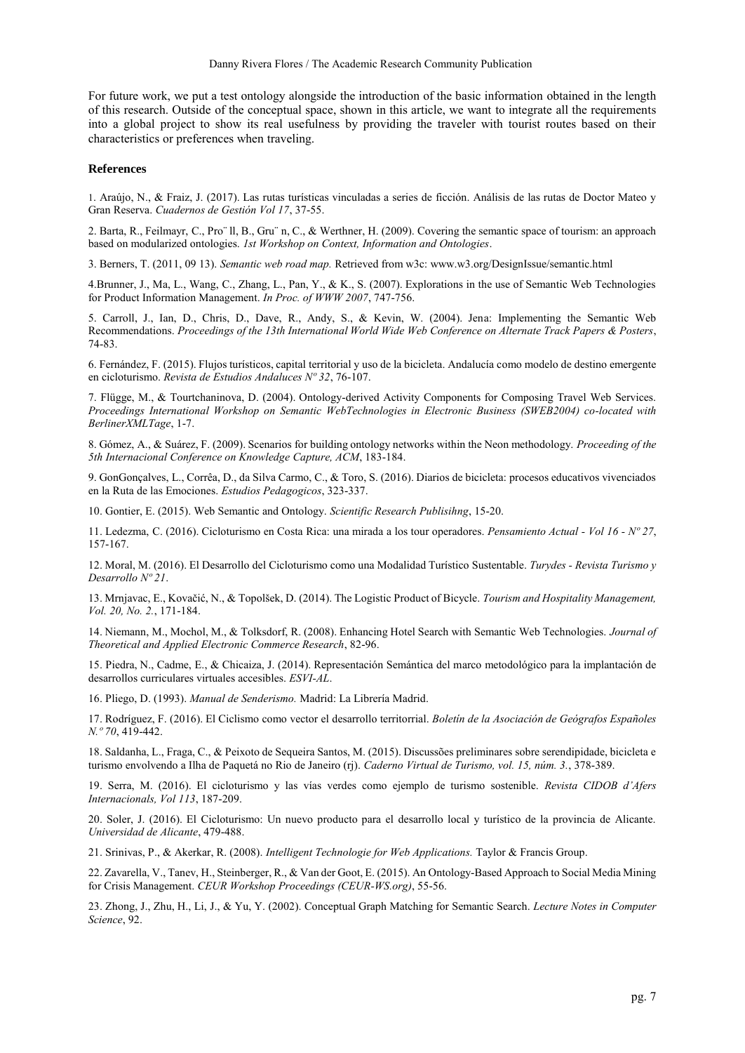For future work, we put a test ontology alongside the introduction of the basic information obtained in the length of this research. Outside of the conceptual space, shown in this article, we want to integrate all the requirements into a global project to show its real usefulness by providing the traveler with tourist routes based on their characteristics or preferences when traveling.

## References

1. Araújo, N., & Fraiz, J. (2017). Las rutas turísticas vinculadas a series de ficción. Análisis de las rutas de Doctor Mateo y Gran Reserva. *Cuadernos de Gestión Vol 17*, 37-55.

2. Barta, R., Feilmayr, C., Pro¨ ll, B., Gru¨ n, C., & Werthner, H. (2009). Covering the semantic space of tourism: an approach based on modularized ontologies. *1st Workshop on Context, Information and Ontologies*.

3. Berners, T. (2011, 09 13). *Semantic web road map.* Retrieved from w3c: www.w3.org/DesignIssue/semantic.html

4.Brunner, J., Ma, L., Wang, C., Zhang, L., Pan, Y., & K., S. (2007). Explorations in the use of Semantic Web Technologies for Product Information Management. *In Proc. of WWW 2007*, 747-756.

5. Carroll, J., Ian, D., Chris, D., Dave, R., Andy, S., & Kevin, W. (2004). Jena: Implementing the Semantic Web Recommendations. *Proceedings of the 13th International World Wide Web Conference on Alternate Track Papers & Posters*, 74-83.

6. Fernández, F. (2015). Flujos turísticos, capital territorial y uso de la bicicleta. Andalucía como modelo de destino emergente en cicloturismo. *Revista de Estudios Andaluces Nº 32*, 76-107.

7. Flügge, M., & Tourtchaninova, D. (2004). Ontology-derived Activity Components for Composing Travel Web Services. *Proceedings International Workshop on Semantic WebTechnologies in Electronic Business (SWEB2004) co-located with BerlinerXMLTage*, 1-7.

8. Gómez, A., & Suárez, F. (2009). Scenarios for building ontology networks within the Neon methodology. *Proceeding of the 5th Internacional Conference on Knowledge Capture, ACM*, 183-184.

9. GonGonçalves, L., Corrêa, D., da Silva Carmo, C., & Toro, S. (2016). Diarios de bicicleta: procesos educativos vivenciados en la Ruta de las Emociones. *Estudios Pedagogicos*, 323-337.

10. Gontier, E. (2015). Web Semantic and Ontology. *Scientific Research Publisihng*, 15-20.

11. Ledezma, C. (2016). Cicloturismo en Costa Rica: una mirada a los tour operadores. *Pensamiento Actual - Vol 16 - Nº 27*, 157-167.

12. Moral, M. (2016). El Desarrollo del Cicloturismo como una Modalidad Turístico Sustentable. *Turydes - Revista Turismo y Desarrollo Nº 21*.

13. Mrnjavac, E., Kovačić, N., & Topolšek, D. (2014). The Logistic Product of Bicycle. *Tourism and Hospitality Management, Vol. 20, No. 2.*, 171-184.

14. Niemann, M., Mochol, M., & Tolksdorf, R. (2008). Enhancing Hotel Search with Semantic Web Technologies. *Journal of Theoretical and Applied Electronic Commerce Research*, 82-96.

15. Piedra, N., Cadme, E., & Chicaiza, J. (2014). Representación Semántica del marco metodológico para la implantación de desarrollos curriculares virtuales accesibles. *ESVI-AL*.

16. Pliego, D. (1993). *Manual de Senderismo.* Madrid: La Librería Madrid.

17. Rodríguez, F. (2016). El Ciclismo como vector el desarrollo territorrial. *Boletín de la Asociación de Geógrafos Españoles N.º 70*, 419-442.

18. Saldanha, L., Fraga, C., & Peixoto de Sequeira Santos, M. (2015). Discussões preliminares sobre serendipidade, bicicleta e turismo envolvendo a Ilha de Paquetá no Rio de Janeiro (rj). *Caderno Virtual de Turismo, vol. 15, núm. 3.*, 378-389.

19. Serra, M. (2016). El cicloturismo y las vías verdes como ejemplo de turismo sostenible. *Revista CIDOB d'Afers Internacionals, Vol 113*, 187-209.

20. Soler, J. (2016). El Cicloturismo: Un nuevo producto para el desarrollo local y turístico de la provincia de Alicante. *Universidad de Alicante*, 479-488.

21. Srinivas, P., & Akerkar, R. (2008). *Intelligent Technologie for Web Applications.* Taylor & Francis Group.

22. Zavarella, V., Tanev, H., Steinberger, R., & Van der Goot, E. (2015). An Ontology-Based Approach to Social Media Mining for Crisis Management. *CEUR Workshop Proceedings (CEUR-WS.org)*, 55-56.

23. Zhong, J., Zhu, H., Li, J., & Yu, Y. (2002). Conceptual Graph Matching for Semantic Search. *Lecture Notes in Computer Science*, 92.